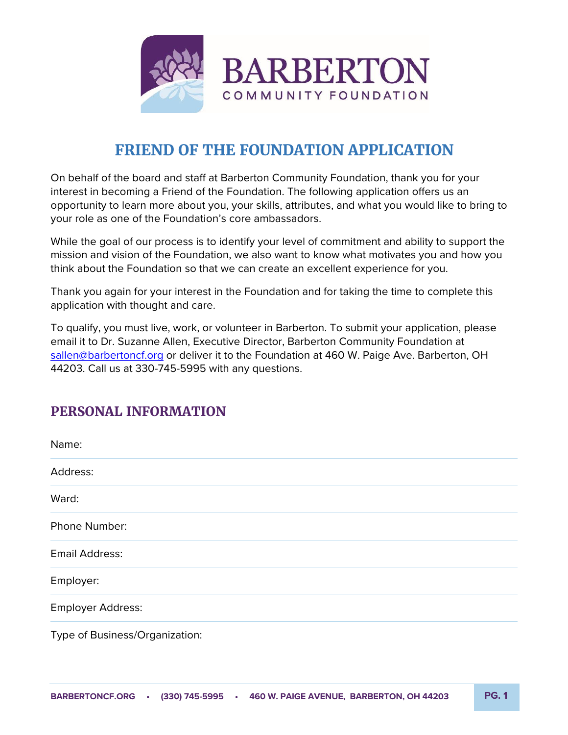# FRIEND OF THE FOUNDATION APPLICATION

On behalf of the board and staff at Barberton Community Foundation, thank you for your interest in becoming a Friend of the Foundation. The following application offers us an opportunity to learn more about you, your skills, attributes, and what you would like to bring to your role as one of the Foundation's core ambassadors.

While the goal of our process is to identify your level of commitment and ability to support the mission and vision of the Foundation, we also want to know what motivates you and how you think about the Foundation so that we can create an excellent experience for you.

Thank you again for your interest in the Foundation and for taking the time to complete this application with thought and care.

To qualify, you must live, work, or volunteer in Barberton. To submit your application, please email it to Dr. Suzanne Allen, Executive Director, Barberton Community Foundation at sallen@barbertoncf.org or deliver it to the Foundation at 460 W. Paige Ave. Barberton, OH 44203. Call us at 330-745-5995 with any questions.

## PERSONAL INFORMATION

Name:

Address:

Ward:

Phone Number:

Email Address:

Employer:

Employer Address:

Type of Business/Organization: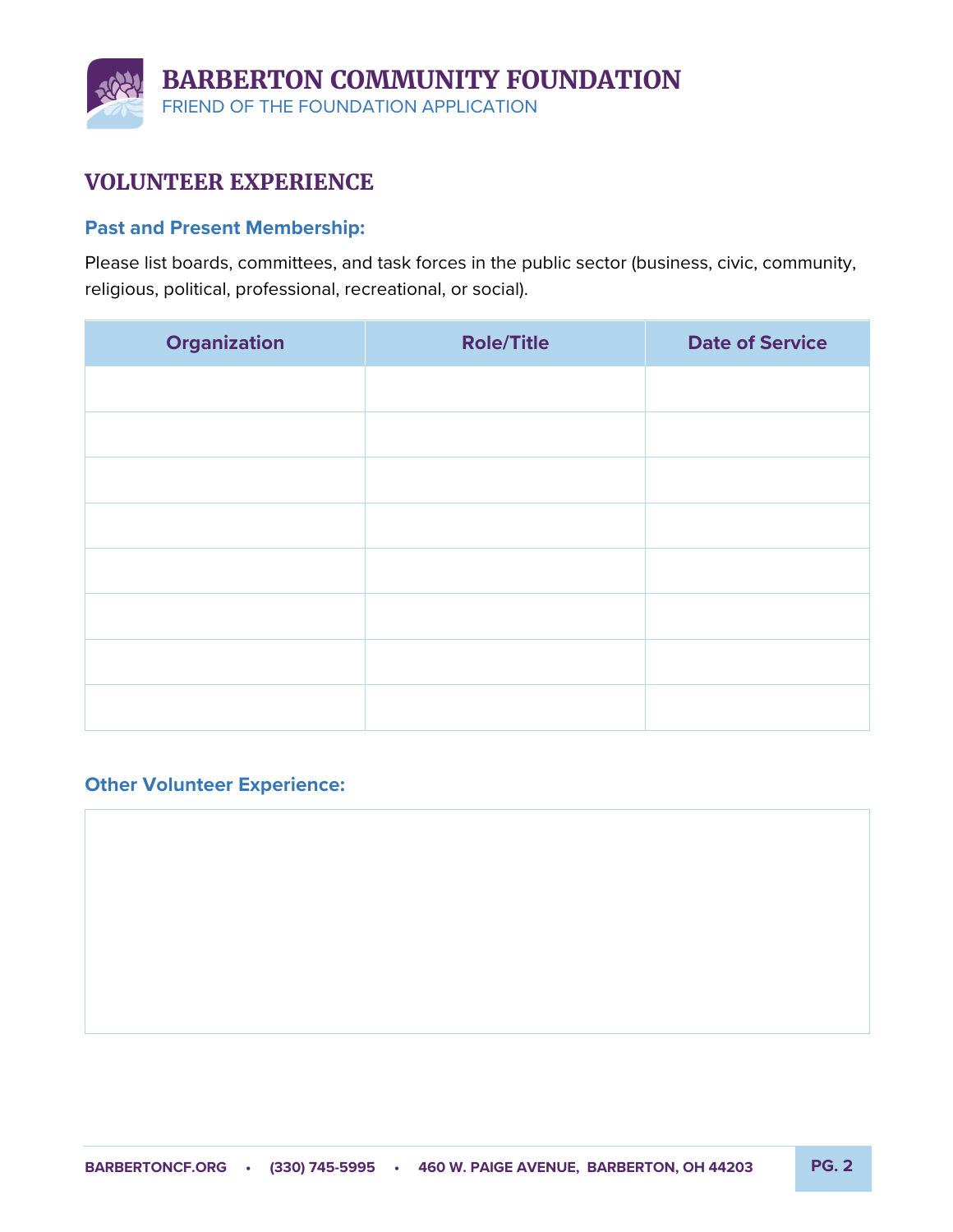# BARBERTON COMMUNITY FOUNDATION

FRIEND OF THE FOUNDATION APPLICATION

## VOLUNTEER EXPERIENCE

### Past and Present Membership:

Please list boards, committees, and task forces in the public sector (business, civic, community, religious, political, professional, recreational, or social).

| Organization | Role/Title | Date of Service |
|---|---|---|
| | | |
| | | |
| | | |
| | | |
| | | |
| | | |
| | | |
| | | |

### Other Volunteer Experience:

| |
|---|
| |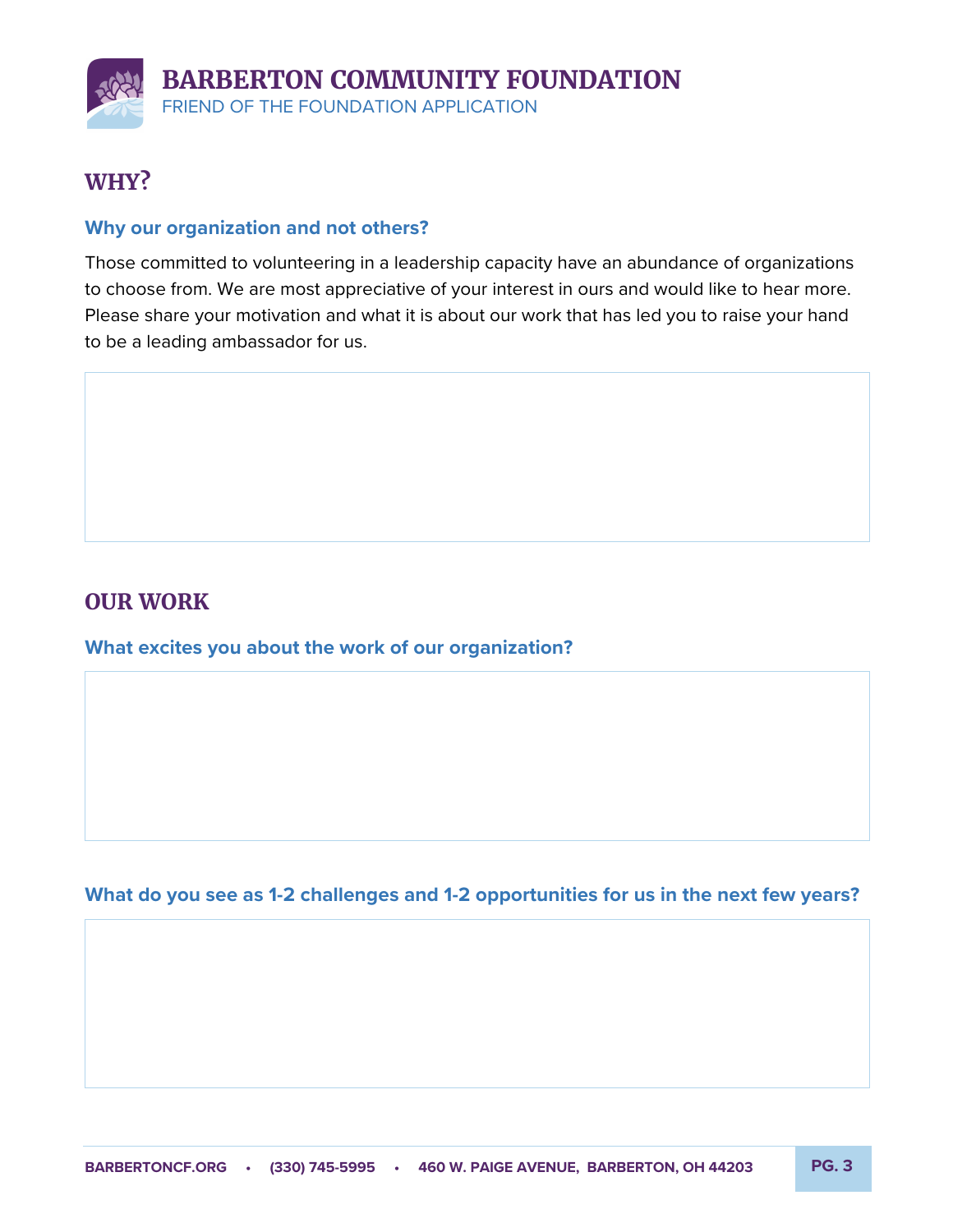# BARBERTON COMMUNITY FOUNDATION

FRIEND OF THE FOUNDATION APPLICATION

## WHY?

### Why our organization and not others?

Those committed to volunteering in a leadership capacity have an abundance of organizations to choose from. We are most appreciative of your interest in ours and would like to hear more. Please share your motivation and what it is about our work that has led you to raise your hand to be a leading ambassador for us.

## OUR WORK

### What excites you about the work of our organization?

### What do you see as 1-2 challenges and 1-2 opportunities for us in the next few years?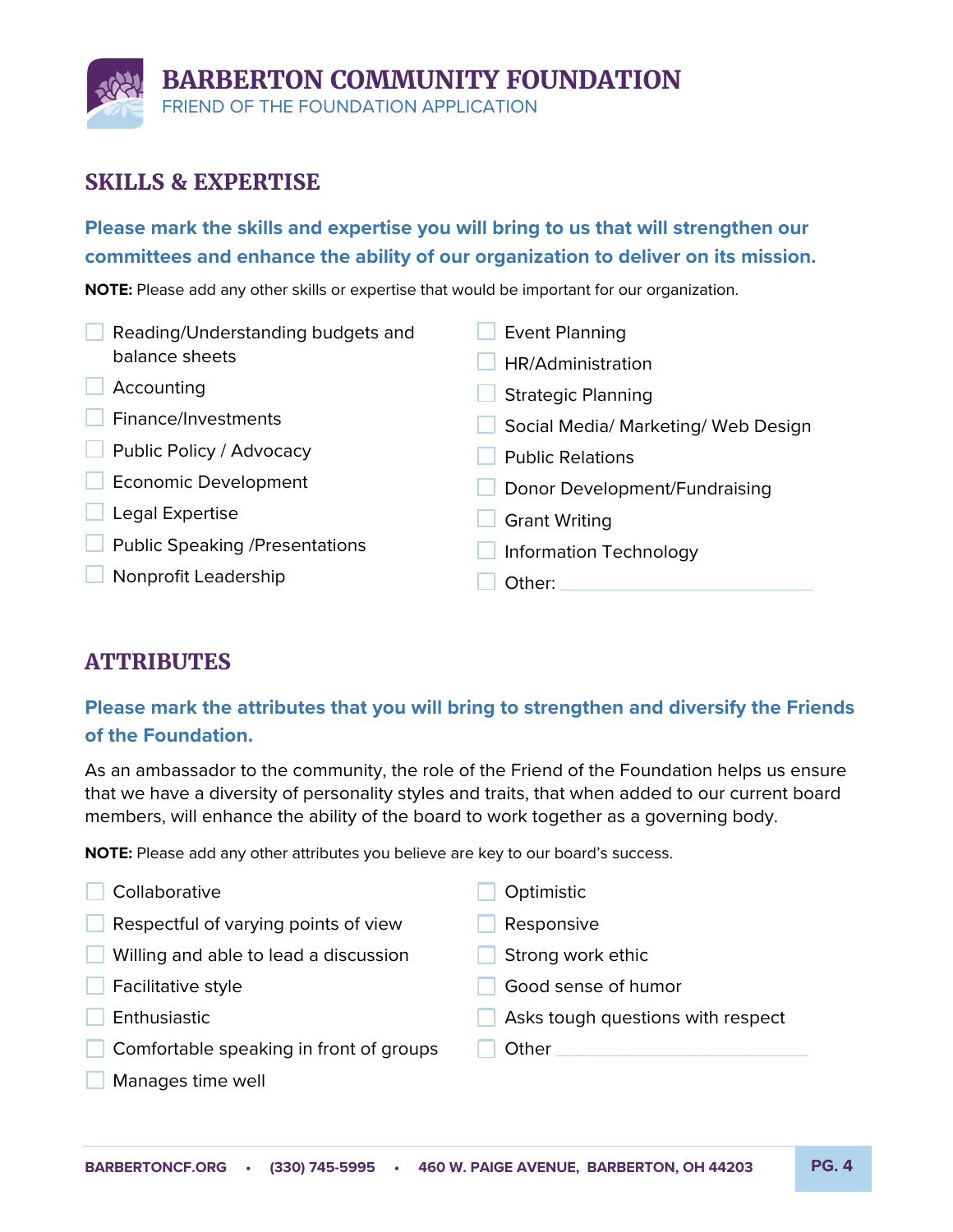# BARBERTON COMMUNITY FOUNDATION

FRIEND OF THE FOUNDATION APPLICATION

## SKILLS & EXPERTISE

**Please mark the skills and expertise you will bring to us that will strengthen our committees and enhance the ability of our organization to deliver on its mission.**

**NOTE:** Please add any other skills or expertise that would be important for our organization.

- [ ] Reading/Understanding budgets and balance sheets
- [ ] Accounting
- [ ] Finance/Investments
- [ ] Public Policy / Advocacy
- [ ] Economic Development
- [ ] Legal Expertise
- [ ] Public Speaking /Presentations
- [ ] Nonprofit Leadership
- [ ] Event Planning
- [ ] HR/Administration
- [ ] Strategic Planning
- [ ] Social Media/ Marketing/ Web Design
- [ ] Public Relations
- [ ] Donor Development/Fundraising
- [ ] Grant Writing
- [ ] Information Technology
- [ ] Other: ____________________

## ATTRIBUTES

**Please mark the attributes that you will bring to strengthen and diversify the Friends of the Foundation.**

As an ambassador to the community, the role of the Friend of the Foundation helps us ensure that we have a diversity of personality styles and traits, that when added to our current board members, will enhance the ability of the board to work together as a governing body.

**NOTE:** Please add any other attributes you believe are key to our board's success.

- [ ] Collaborative
- [ ] Respectful of varying points of view
- [ ] Willing and able to lead a discussion
- [ ] Facilitative style
- [ ] Enthusiastic
- [ ] Comfortable speaking in front of groups
- [ ] Manages time well
- [ ] Optimistic
- [ ] Responsive
- [ ] Strong work ethic
- [ ] Good sense of humor
- [ ] Asks tough questions with respect
- [ ] Other ____________________

BARBERTONCF.ORG • (330) 745-5995 • 460 W. PAIGE AVENUE, BARBERTON, OH 44203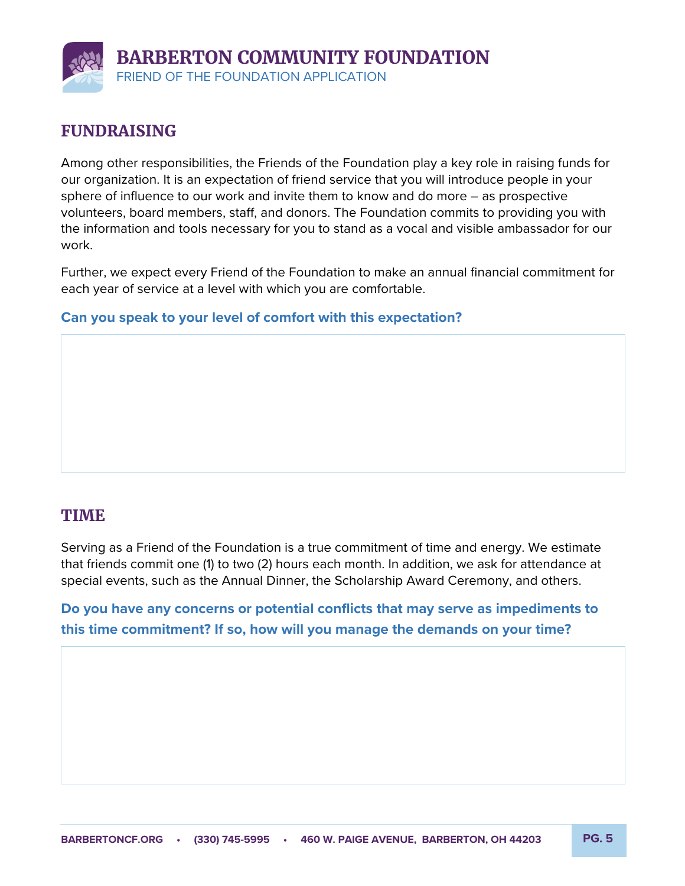## FUNDRAISING

Among other responsibilities, the Friends of the Foundation play a key role in raising funds for our organization. It is an expectation of friend service that you will introduce people in your sphere of influence to our work and invite them to know and do more – as prospective volunteers, board members, staff, and donors. The Foundation commits to providing you with the information and tools necessary for you to stand as a vocal and visible ambassador for our work.

Further, we expect every Friend of the Foundation to make an annual financial commitment for each year of service at a level with which you are comfortable.

**Can you speak to your level of comfort with this expectation?**

## TIME

Serving as a Friend of the Foundation is a true commitment of time and energy. We estimate that friends commit one (1) to two (2) hours each month. In addition, we ask for attendance at special events, such as the Annual Dinner, the Scholarship Award Ceremony, and others.

**Do you have any concerns or potential conflicts that may serve as impediments to this time commitment? If so, how will you manage the demands on your time?**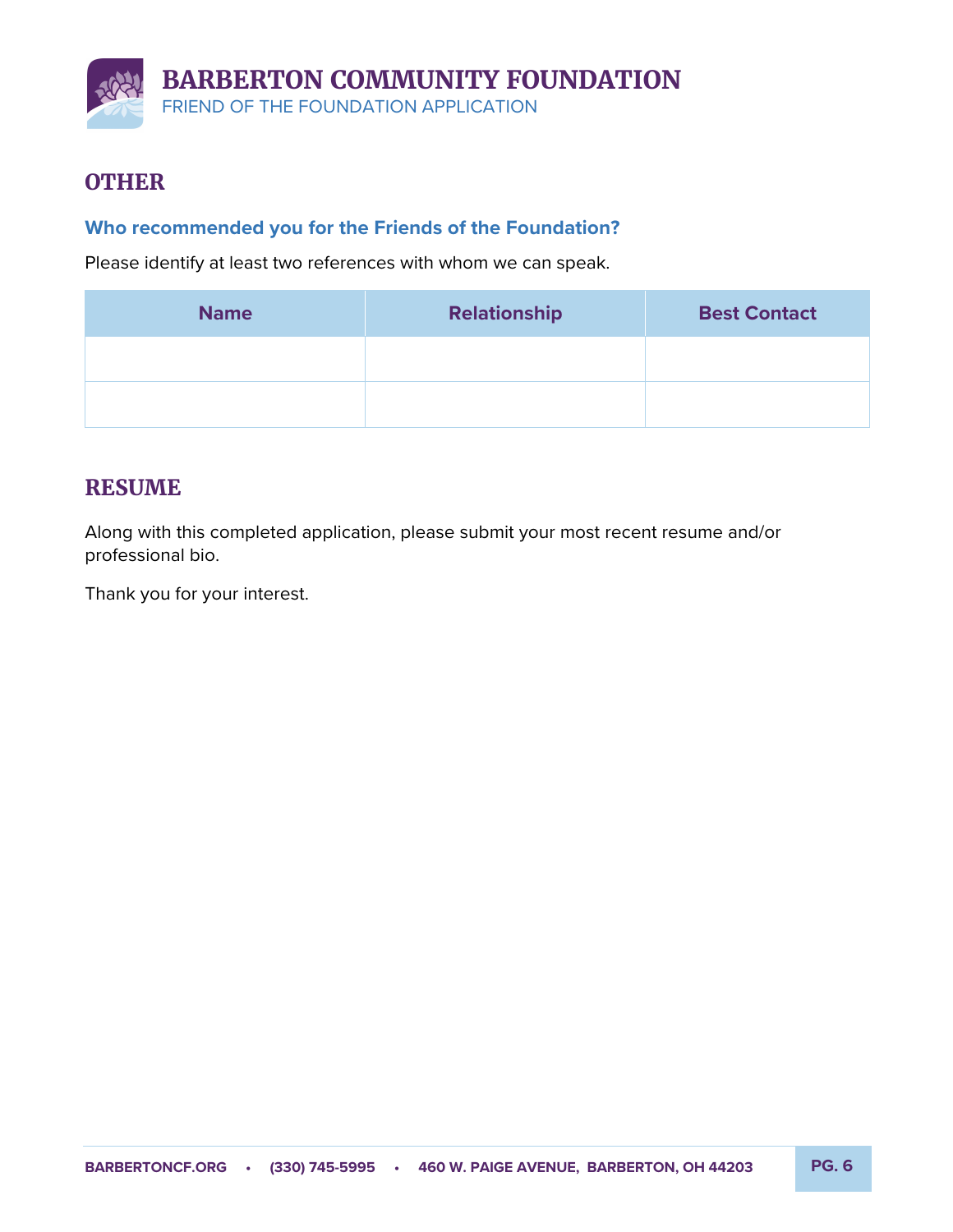## OTHER

### Who recommended you for the Friends of the Foundation?

Please identify at least two references with whom we can speak.

| Name | Relationship | Best Contact |
| --- | --- | --- |
| | | |
| | | |

## RESUME

Along with this completed application, please submit your most recent resume and/or professional bio.

Thank you for your interest.